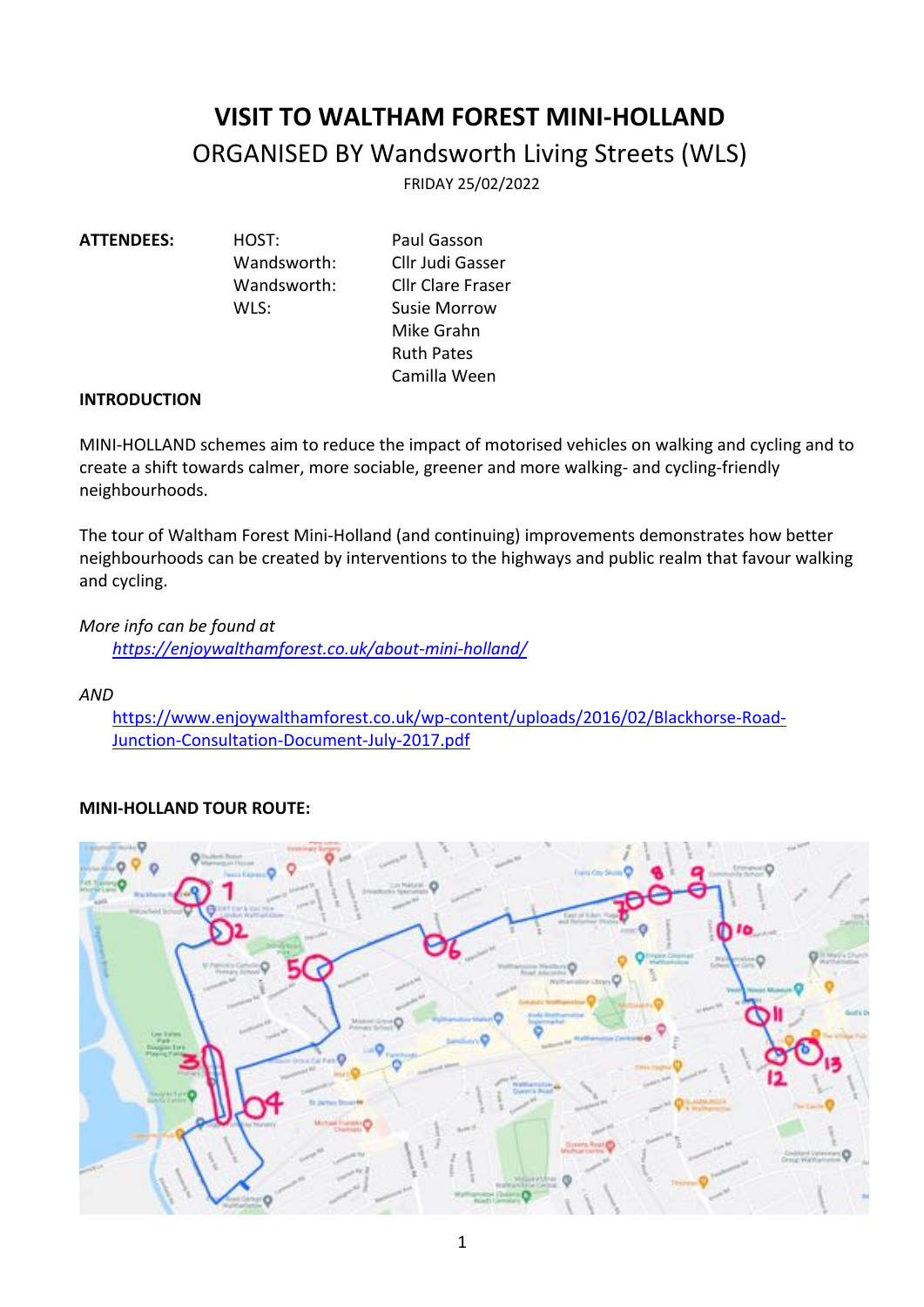# VISIT TO WALTHAM FOREST MINI-HOLLAND

## ORGANISED BY Wandsworth Living Streets (WLS)

FRIDAY 25/02/2022

| **ATTENDEES:** | HOST: | Paul Gasson |
|---|---|---|
| | Wandsworth: | Cllr Judi Gasser |
| | Wandsworth: | Cllr Clare Fraser |
| | WLS: | Susie Morrow |
| | | Mike Grahn |
| | | Ruth Pates |
| | | Camilla Ween |

**INTRODUCTION**

MINI-HOLLAND schemes aim to reduce the impact of motorised vehicles on walking and cycling and to create a shift towards calmer, more sociable, greener and more walking- and cycling-friendly neighbourhoods.

The tour of Waltham Forest Mini-Holland (and continuing) improvements demonstrates how better neighbourhoods can be created by interventions to the highways and public realm that favour walking and cycling.

*More info can be found at*

*https://enjoywalthamforest.co.uk/about-mini-holland/*

*AND*

https://www.enjoywalthamforest.co.uk/wp-content/uploads/2016/02/Blackhorse-Road-Junction-Consultation-Document-July-2017.pdf

**MINI-HOLLAND TOUR ROUTE:**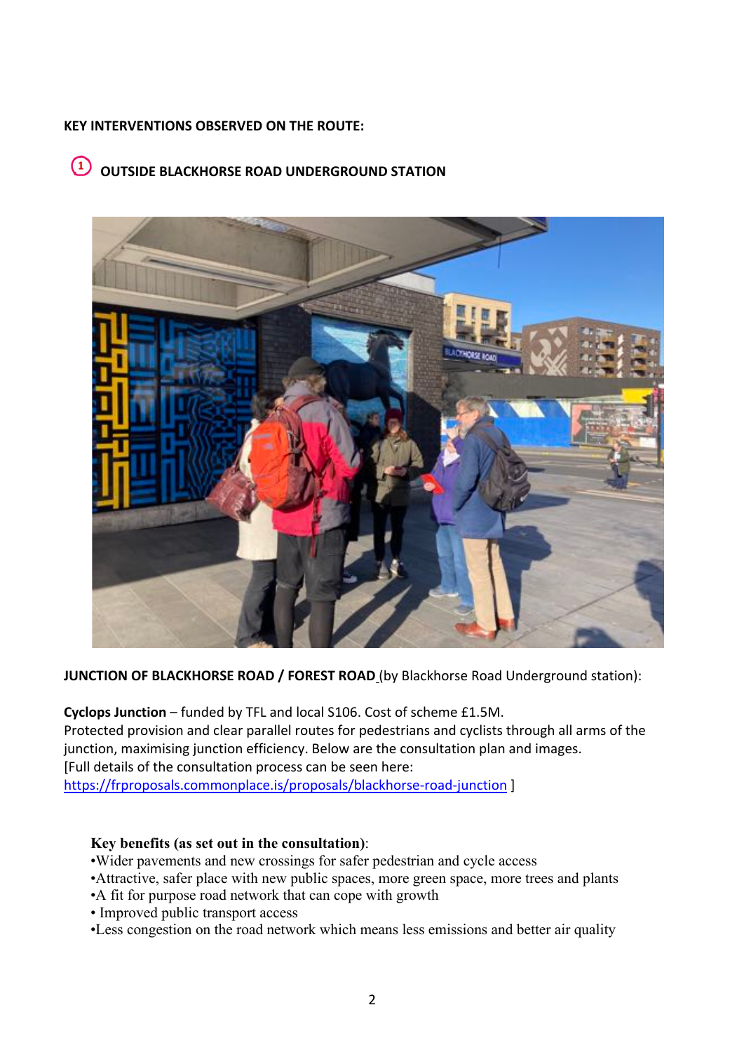**KEY INTERVENTIONS OBSERVED ON THE ROUTE:**

**(1) OUTSIDE BLACKHORSE ROAD UNDERGROUND STATION**

**JUNCTION OF BLACKHORSE ROAD / FOREST ROAD** (by Blackhorse Road Underground station):

**Cyclops Junction** – funded by TFL and local S106. Cost of scheme £1.5M.
Protected provision and clear parallel routes for pedestrians and cyclists through all arms of the junction, maximising junction efficiency. Below are the consultation plan and images.
[Full details of the consultation process can be seen here:
https://frproposals.commonplace.is/proposals/blackhorse-road-junction ]

**Key benefits (as set out in the consultation)**:

- Wider pavements and new crossings for safer pedestrian and cycle access
- Attractive, safer place with new public spaces, more green space, more trees and plants
- A fit for purpose road network that can cope with growth
- Improved public transport access
- Less congestion on the road network which means less emissions and better air quality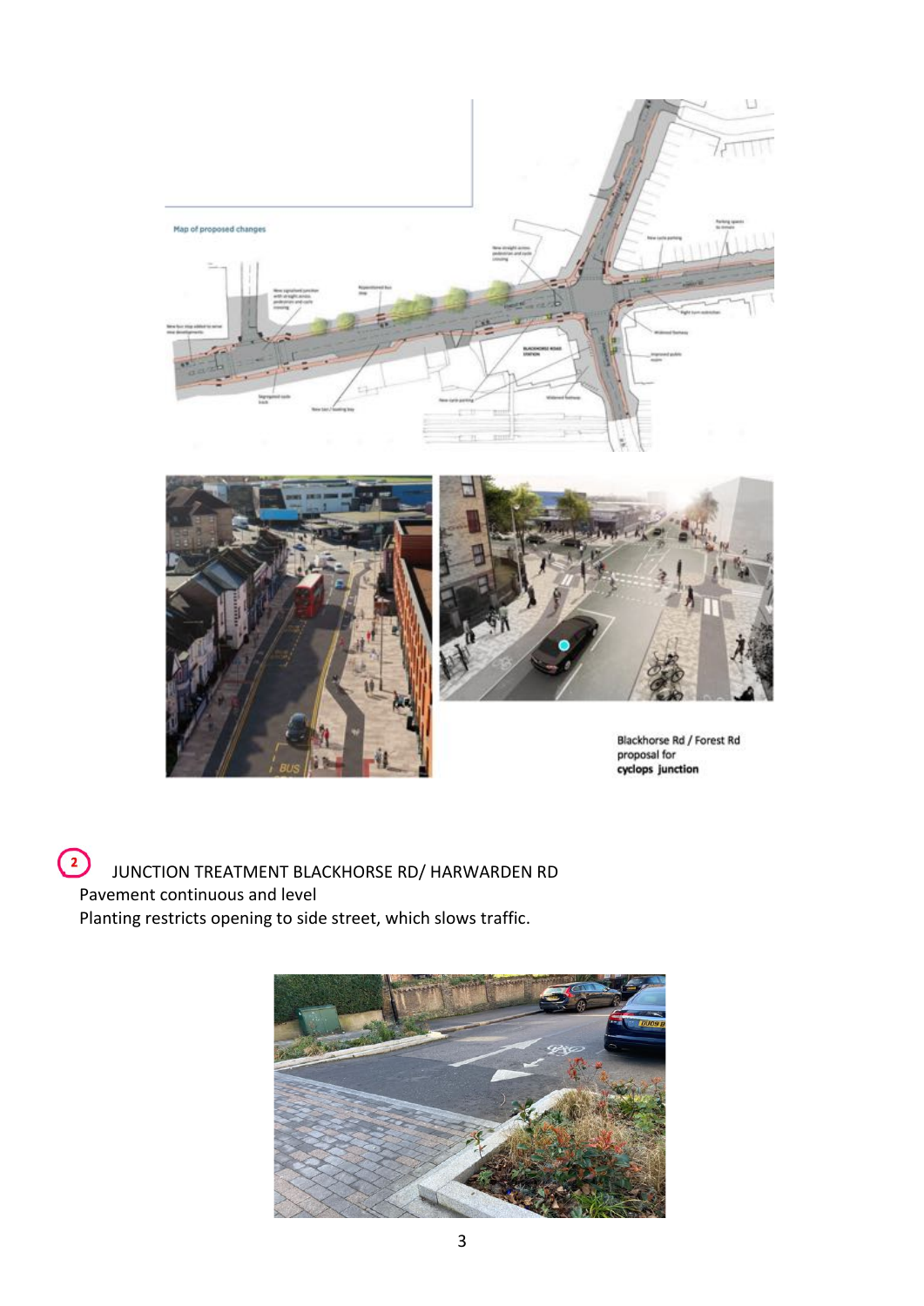Blackhorse Rd / Forest Rd proposal for **cyclops junction**

(2) JUNCTION TREATMENT BLACKHORSE RD/ HARWARDEN RD

Pavement continuous and level

Planting restricts opening to side street, which slows traffic.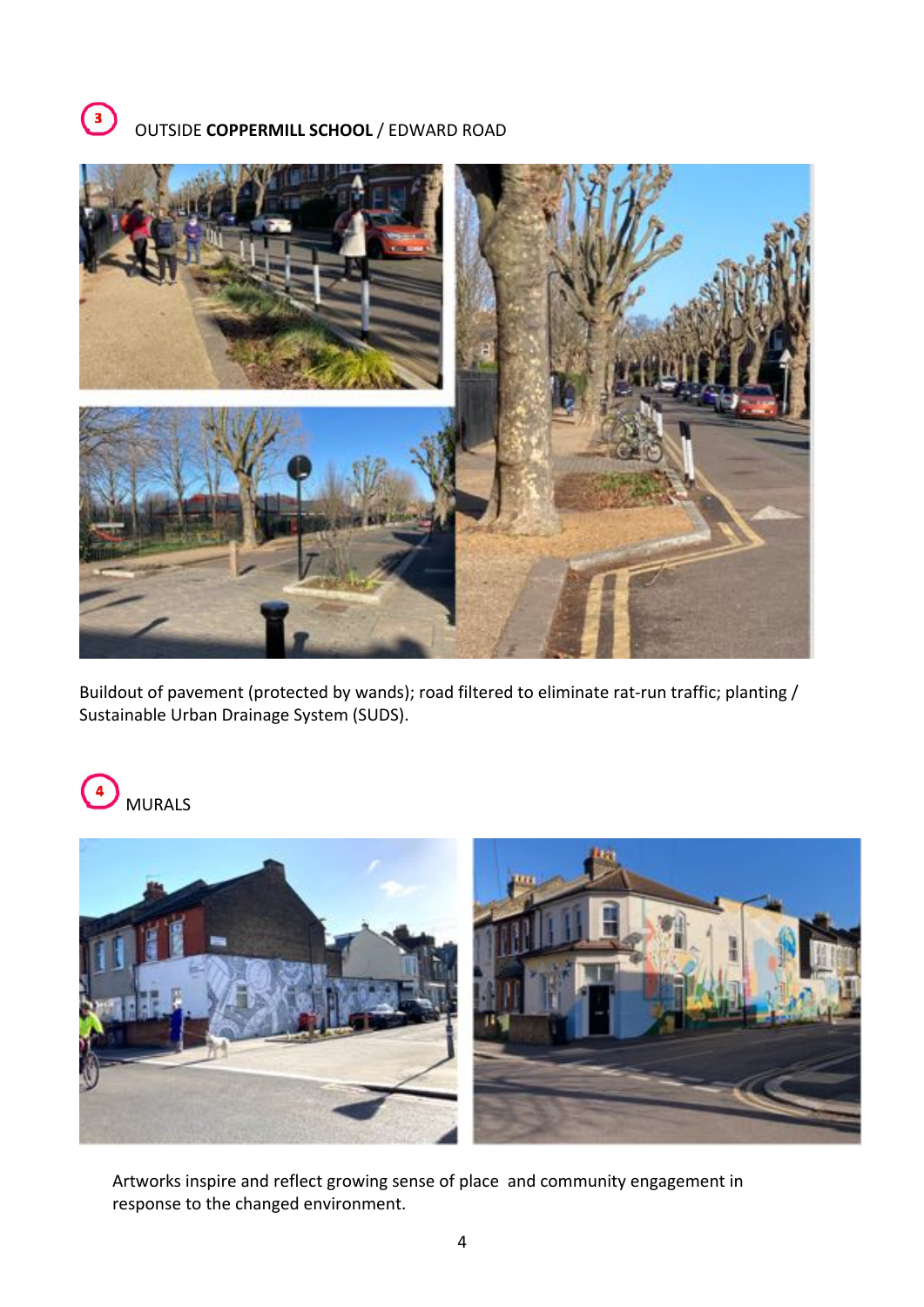## 3 OUTSIDE **COPPERMILL SCHOOL** / EDWARD ROAD

Buildout of pavement (protected by wands); road filtered to eliminate rat-run traffic; planting / Sustainable Urban Drainage System (SUDS).

## 4 MURALS

Artworks inspire and reflect growing sense of place and community engagement in response to the changed environment.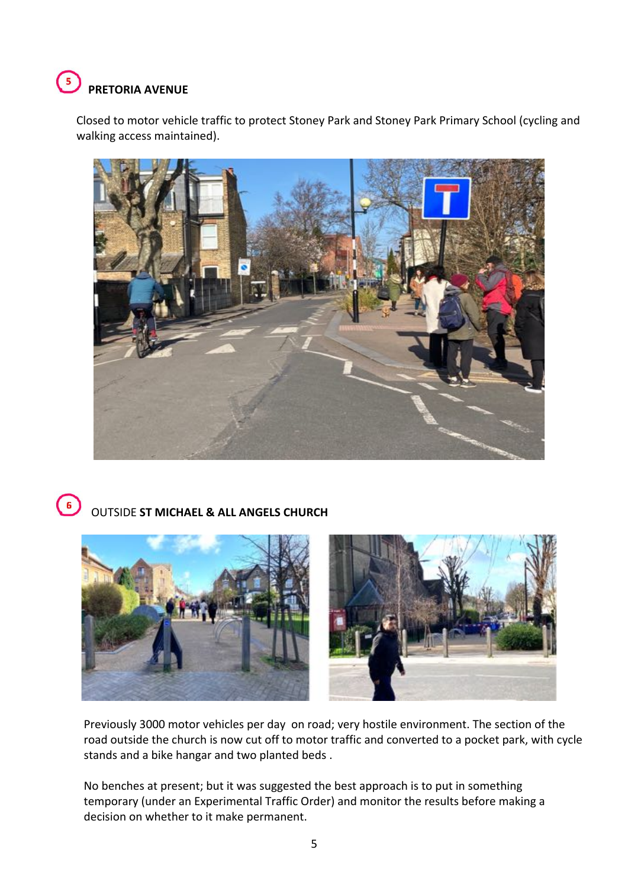## 5 PRETORIA AVENUE

Closed to motor vehicle traffic to protect Stoney Park and Stoney Park Primary School (cycling and walking access maintained).

## 6 OUTSIDE **ST MICHAEL & ALL ANGELS CHURCH**

Previously 3000 motor vehicles per day on road; very hostile environment. The section of the road outside the church is now cut off to motor traffic and converted to a pocket park, with cycle stands and a bike hangar and two planted beds .

No benches at present; but it was suggested the best approach is to put in something temporary (under an Experimental Traffic Order) and monitor the results before making a decision on whether to it make permanent.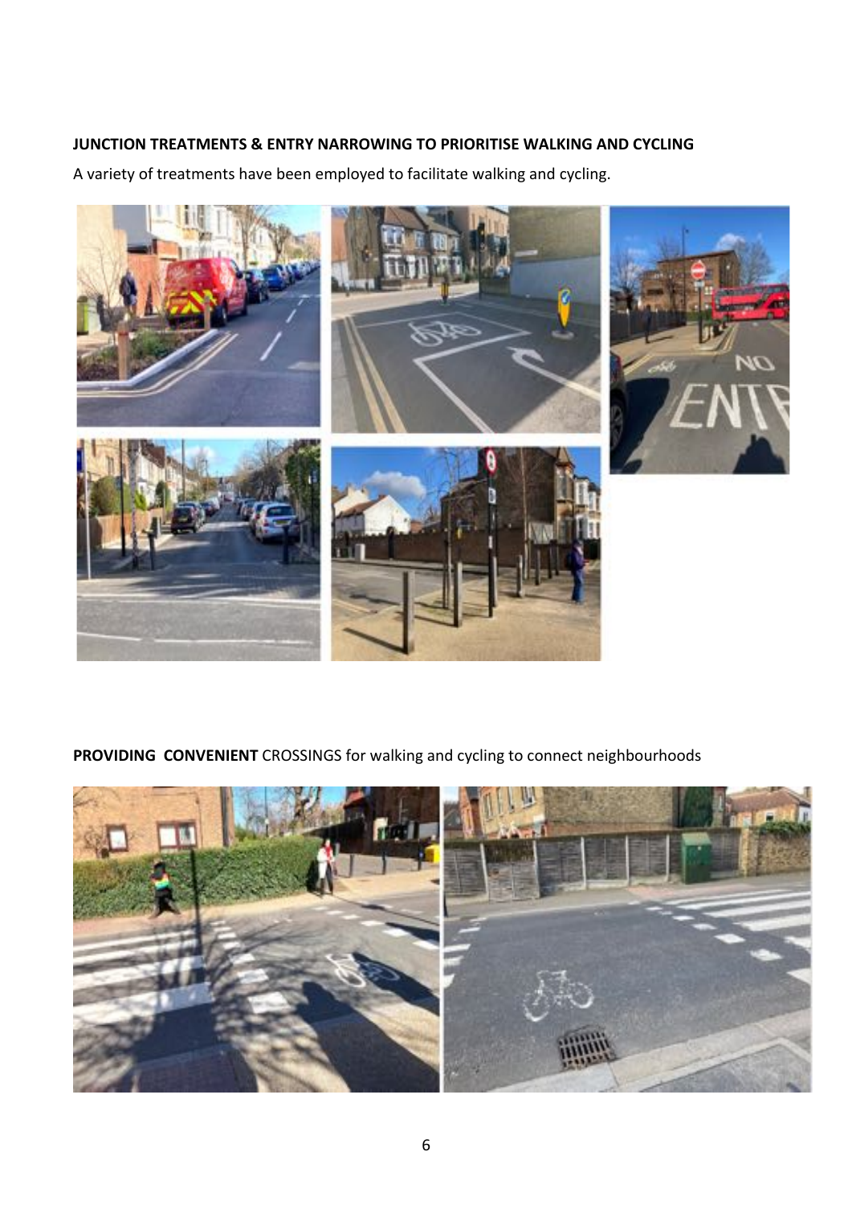**JUNCTION TREATMENTS & ENTRY NARROWING TO PRIORITISE WALKING AND CYCLING**

A variety of treatments have been employed to facilitate walking and cycling.

**PROVIDING CONVENIENT** CROSSINGS for walking and cycling to connect neighbourhoods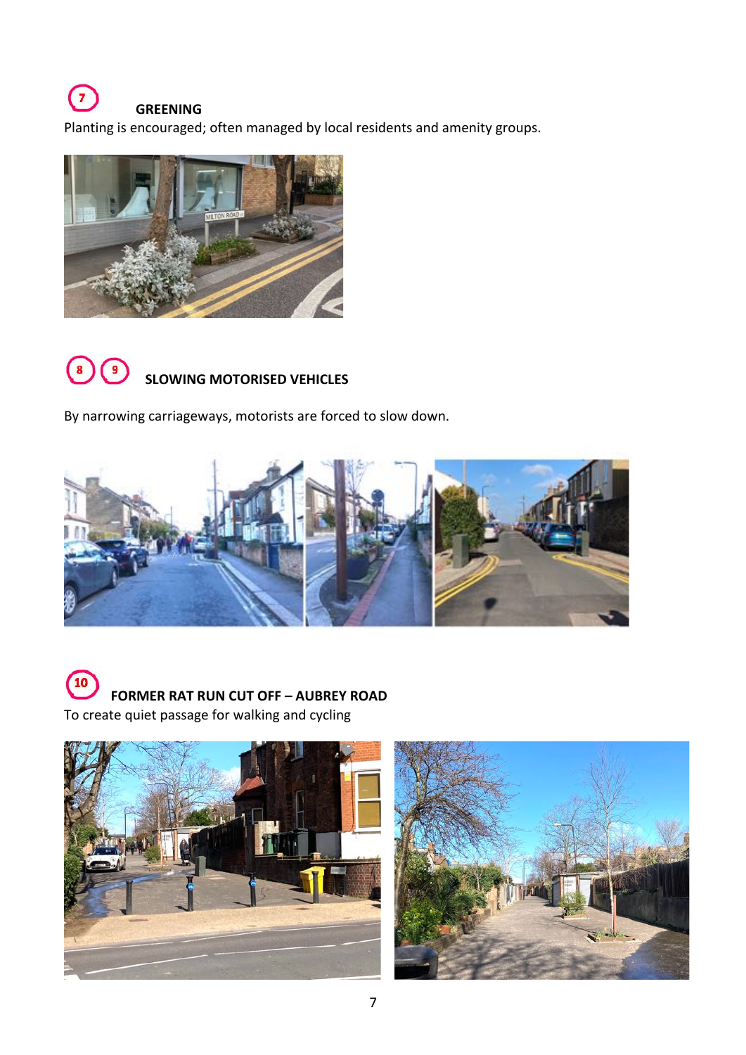### 7 GREENING

Planting is encouraged; often managed by local residents and amenity groups.

### 8 9 SLOWING MOTORISED VEHICLES

By narrowing carriageways, motorists are forced to slow down.

### 10 FORMER RAT RUN CUT OFF – AUBREY ROAD

To create quiet passage for walking and cycling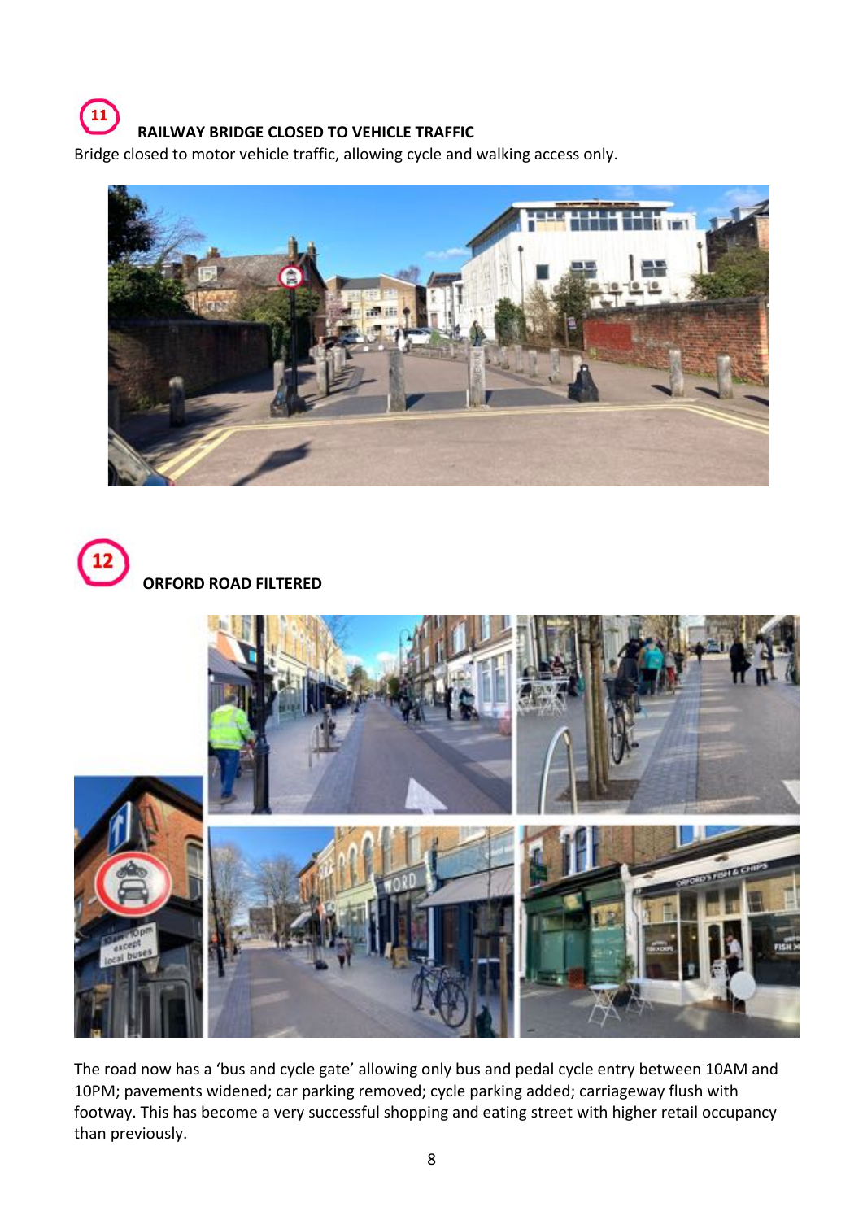## 11 RAILWAY BRIDGE CLOSED TO VEHICLE TRAFFIC

Bridge closed to motor vehicle traffic, allowing cycle and walking access only.

## 12 ORFORD ROAD FILTERED

The road now has a 'bus and cycle gate' allowing only bus and pedal cycle entry between 10AM and 10PM; pavements widened; car parking removed; cycle parking added; carriageway flush with footway. This has become a very successful shopping and eating street with higher retail occupancy than previously.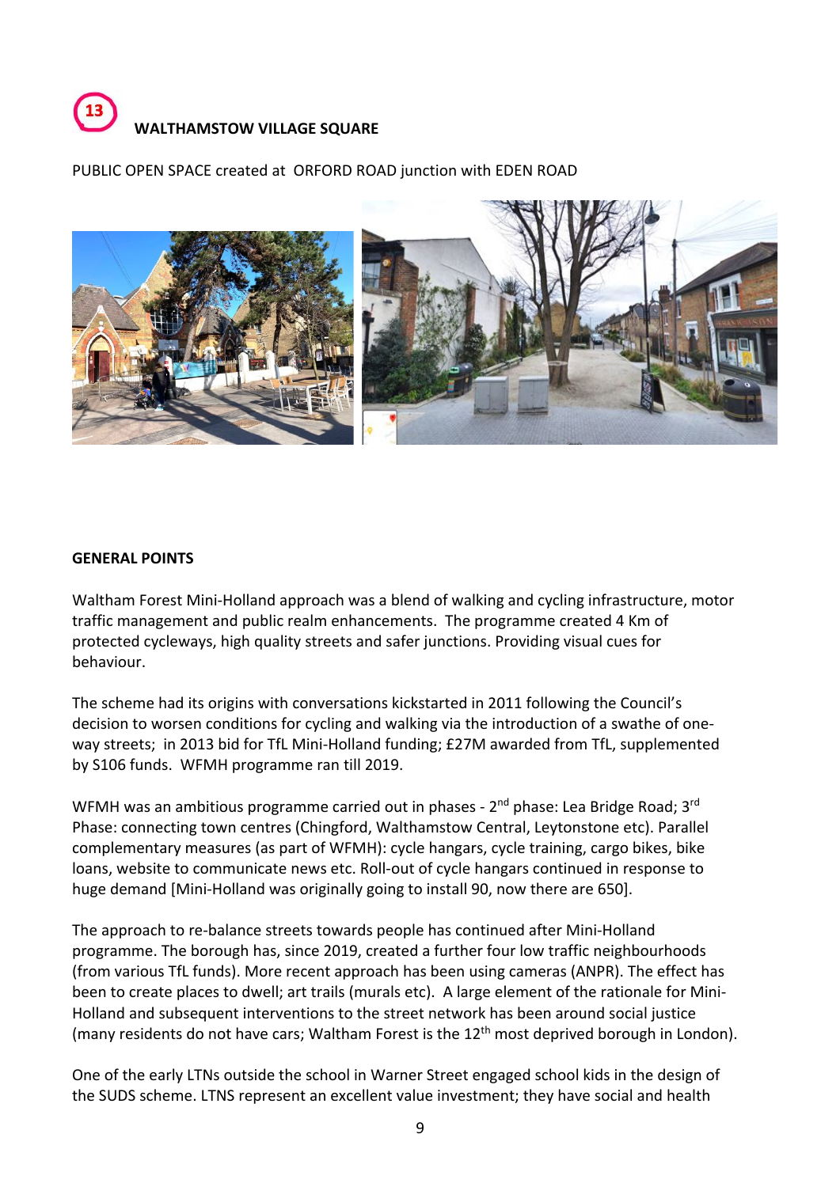## 13 WALTHAMSTOW VILLAGE SQUARE

PUBLIC OPEN SPACE created at ORFORD ROAD junction with EDEN ROAD

**GENERAL POINTS**

Waltham Forest Mini-Holland approach was a blend of walking and cycling infrastructure, motor traffic management and public realm enhancements. The programme created 4 Km of protected cycleways, high quality streets and safer junctions. Providing visual cues for behaviour.

The scheme had its origins with conversations kickstarted in 2011 following the Council's decision to worsen conditions for cycling and walking via the introduction of a swathe of one-way streets; in 2013 bid for TfL Mini-Holland funding; £27M awarded from TfL, supplemented by S106 funds. WFMH programme ran till 2019.

WFMH was an ambitious programme carried out in phases - 2nd phase: Lea Bridge Road; 3rd Phase: connecting town centres (Chingford, Walthamstow Central, Leytonstone etc). Parallel complementary measures (as part of WFMH): cycle hangars, cycle training, cargo bikes, bike loans, website to communicate news etc. Roll-out of cycle hangars continued in response to huge demand [Mini-Holland was originally going to install 90, now there are 650].

The approach to re-balance streets towards people has continued after Mini-Holland programme. The borough has, since 2019, created a further four low traffic neighbourhoods (from various TfL funds). More recent approach has been using cameras (ANPR). The effect has been to create places to dwell; art trails (murals etc). A large element of the rationale for Mini-Holland and subsequent interventions to the street network has been around social justice (many residents do not have cars; Waltham Forest is the 12th most deprived borough in London).

One of the early LTNs outside the school in Warner Street engaged school kids in the design of the SUDS scheme. LTNS represent an excellent value investment; they have social and health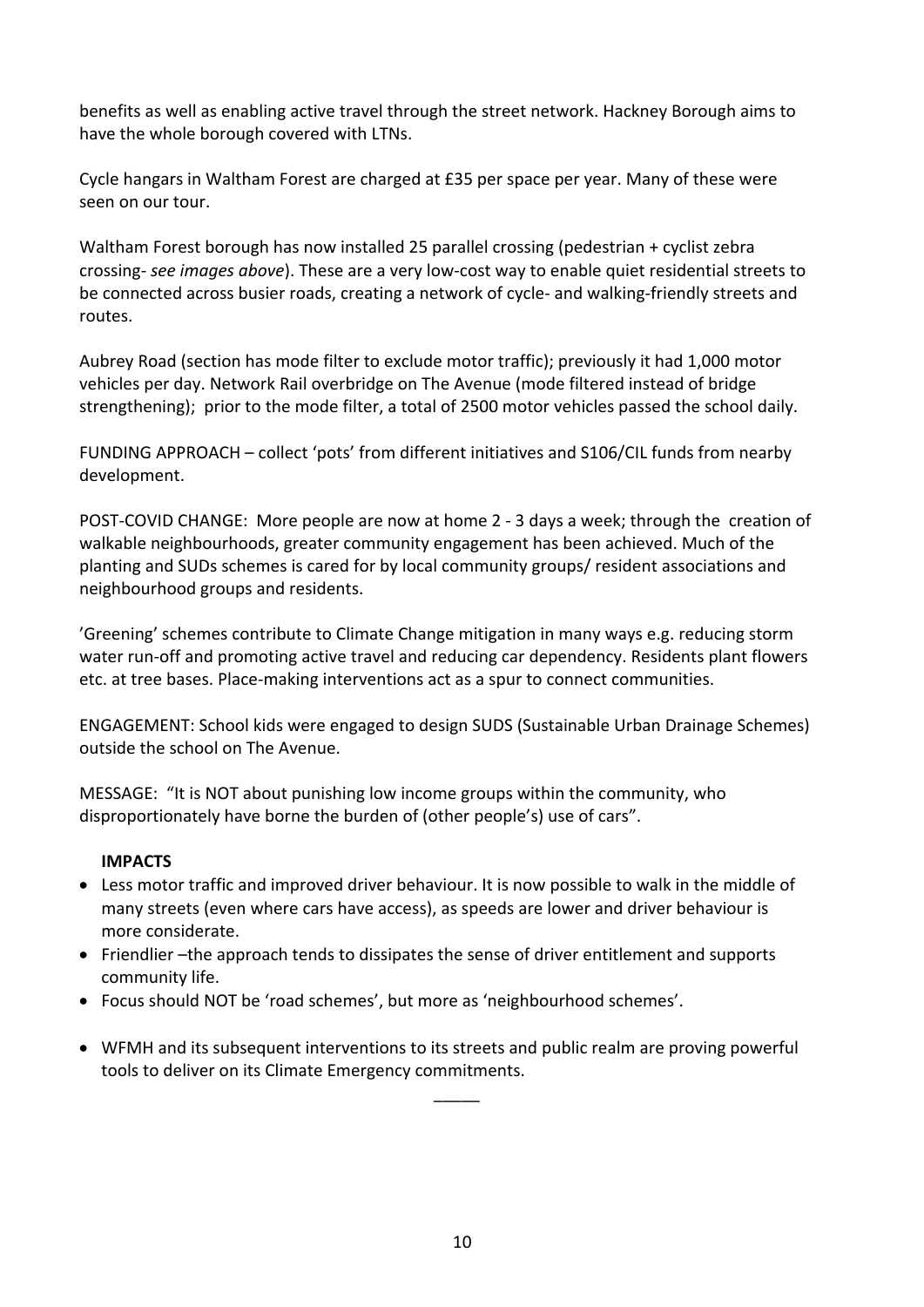benefits as well as enabling active travel through the street network. Hackney Borough aims to have the whole borough covered with LTNs.

Cycle hangars in Waltham Forest are charged at £35 per space per year. Many of these were seen on our tour.

Waltham Forest borough has now installed 25 parallel crossing (pedestrian + cyclist zebra crossing- *see images above*). These are a very low-cost way to enable quiet residential streets to be connected across busier roads, creating a network of cycle- and walking-friendly streets and routes.

Aubrey Road (section has mode filter to exclude motor traffic); previously it had 1,000 motor vehicles per day. Network Rail overbridge on The Avenue (mode filtered instead of bridge strengthening); prior to the mode filter, a total of 2500 motor vehicles passed the school daily.

FUNDING APPROACH – collect 'pots' from different initiatives and S106/CIL funds from nearby development.

POST-COVID CHANGE: More people are now at home 2 - 3 days a week; through the creation of walkable neighbourhoods, greater community engagement has been achieved. Much of the planting and SUDs schemes is cared for by local community groups/ resident associations and neighbourhood groups and residents.

'Greening' schemes contribute to Climate Change mitigation in many ways e.g. reducing storm water run-off and promoting active travel and reducing car dependency. Residents plant flowers etc. at tree bases. Place-making interventions act as a spur to connect communities.

ENGAGEMENT: School kids were engaged to design SUDS (Sustainable Urban Drainage Schemes) outside the school on The Avenue.

MESSAGE: "It is NOT about punishing low income groups within the community, who disproportionately have borne the burden of (other people's) use of cars".

**IMPACTS**

- Less motor traffic and improved driver behaviour. It is now possible to walk in the middle of many streets (even where cars have access), as speeds are lower and driver behaviour is more considerate.
- Friendlier –the approach tends to dissipates the sense of driver entitlement and supports community life.
- Focus should NOT be 'road schemes', but more as 'neighbourhood schemes'.

- WFMH and its subsequent interventions to its streets and public realm are proving powerful tools to deliver on its Climate Emergency commitments.

_____